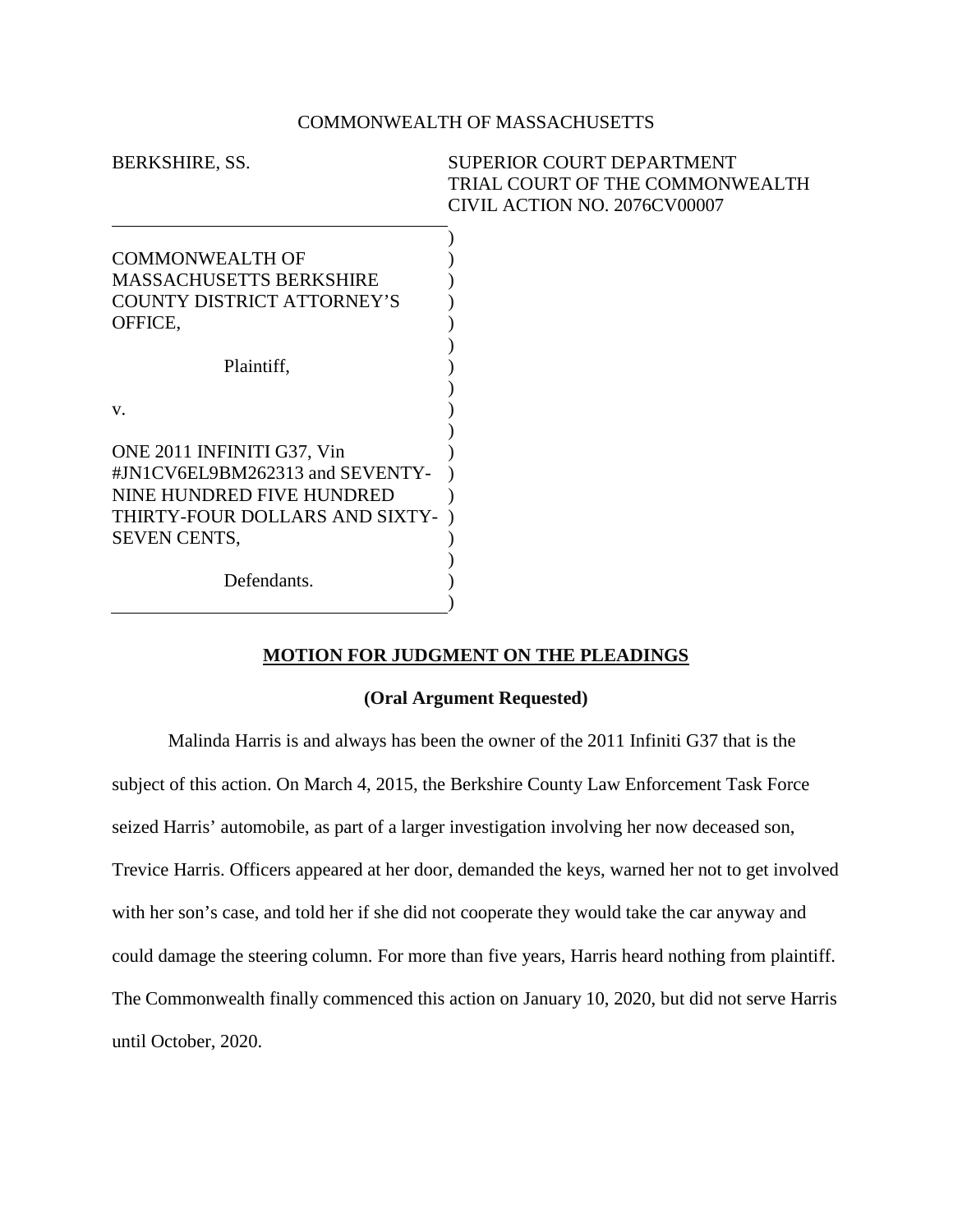COMMONWEALTH OF MASSACHUSETTS

BERKSHIRE, SS.

SUPERIOR COURT DEPARTMENT
TRIAL COURT OF THE COMMONWEALTH
CIVIL ACTION NO. 2076CV00007

COMMONWEALTH OF MASSACHUSETTS BERKSHIRE COUNTY DISTRICT ATTORNEY'S OFFICE,

Plaintiff,

v.

ONE 2011 INFINITI G37, Vin #JN1CV6EL9BM262313 and SEVENTY-NINE HUNDRED FIVE HUNDRED THIRTY-FOUR DOLLARS AND SIXTY-SEVEN CENTS,

Defendants.

## MOTION FOR JUDGMENT ON THE PLEADINGS

### (Oral Argument Requested)

Malinda Harris is and always has been the owner of the 2011 Infiniti G37 that is the subject of this action. On March 4, 2015, the Berkshire County Law Enforcement Task Force seized Harris' automobile, as part of a larger investigation involving her now deceased son, Trevice Harris. Officers appeared at her door, demanded the keys, warned her not to get involved with her son's case, and told her if she did not cooperate they would take the car anyway and could damage the steering column. For more than five years, Harris heard nothing from plaintiff. The Commonwealth finally commenced this action on January 10, 2020, but did not serve Harris until October, 2020.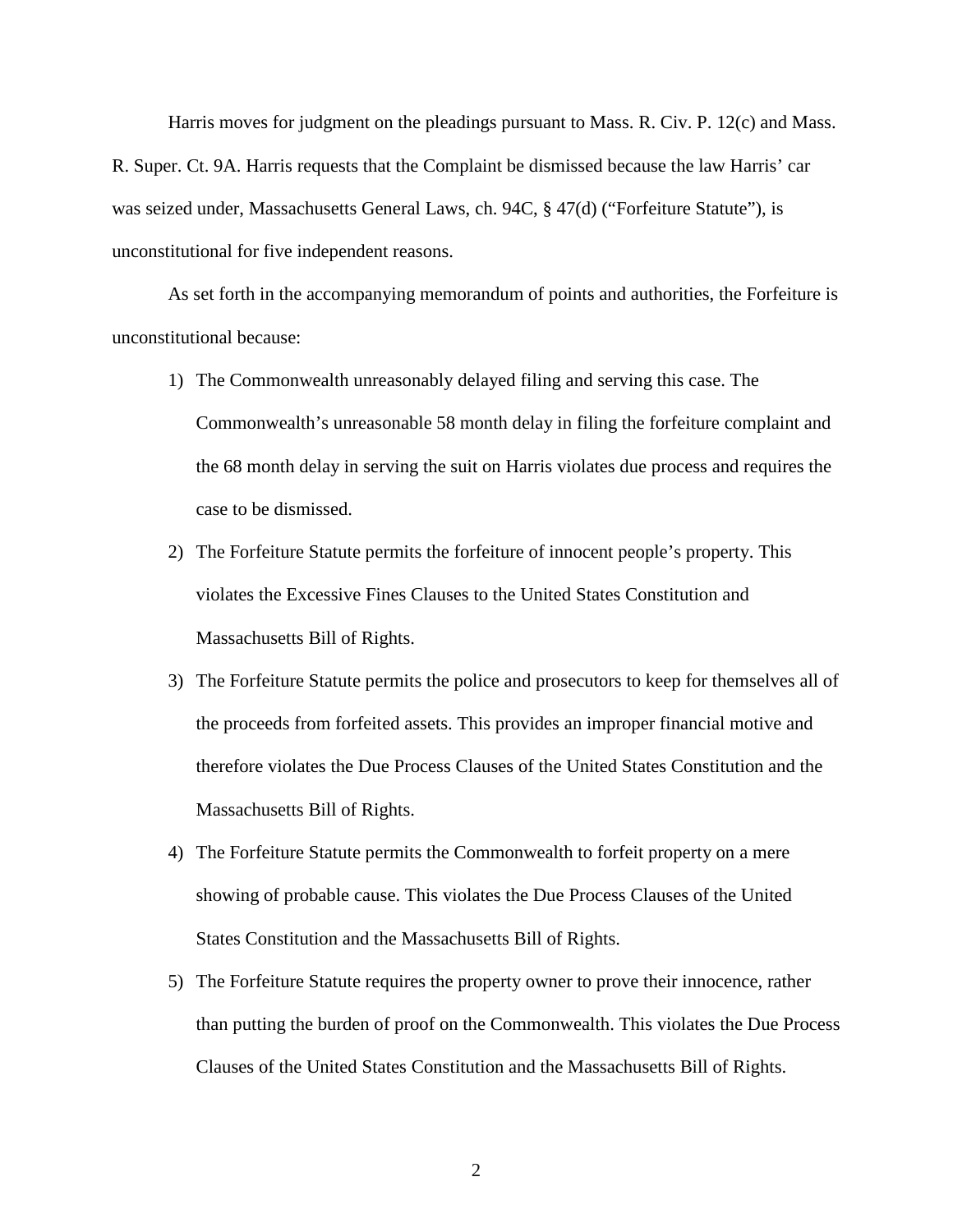Harris moves for judgment on the pleadings pursuant to Mass. R. Civ. P. 12(c) and Mass. R. Super. Ct. 9A. Harris requests that the Complaint be dismissed because the law Harris' car was seized under, Massachusetts General Laws, ch. 94C, § 47(d) ("Forfeiture Statute"), is unconstitutional for five independent reasons.

As set forth in the accompanying memorandum of points and authorities, the Forfeiture is unconstitutional because:

1) The Commonwealth unreasonably delayed filing and serving this case. The Commonwealth's unreasonable 58 month delay in filing the forfeiture complaint and the 68 month delay in serving the suit on Harris violates due process and requires the case to be dismissed.

2) The Forfeiture Statute permits the forfeiture of innocent people's property. This violates the Excessive Fines Clauses to the United States Constitution and Massachusetts Bill of Rights.

3) The Forfeiture Statute permits the police and prosecutors to keep for themselves all of the proceeds from forfeited assets. This provides an improper financial motive and therefore violates the Due Process Clauses of the United States Constitution and the Massachusetts Bill of Rights.

4) The Forfeiture Statute permits the Commonwealth to forfeit property on a mere showing of probable cause. This violates the Due Process Clauses of the United States Constitution and the Massachusetts Bill of Rights.

5) The Forfeiture Statute requires the property owner to prove their innocence, rather than putting the burden of proof on the Commonwealth. This violates the Due Process Clauses of the United States Constitution and the Massachusetts Bill of Rights.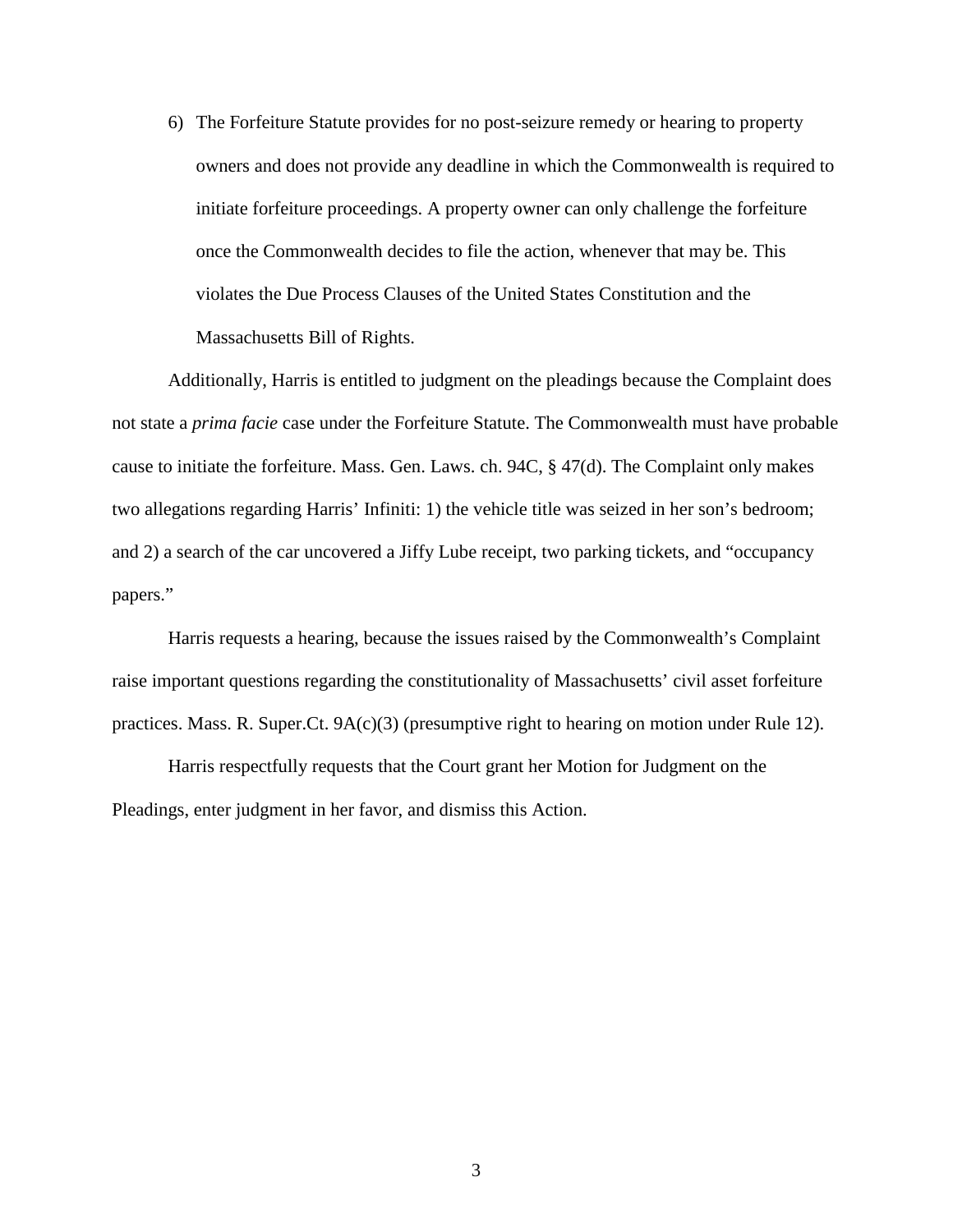6) The Forfeiture Statute provides for no post-seizure remedy or hearing to property owners and does not provide any deadline in which the Commonwealth is required to initiate forfeiture proceedings. A property owner can only challenge the forfeiture once the Commonwealth decides to file the action, whenever that may be. This violates the Due Process Clauses of the United States Constitution and the Massachusetts Bill of Rights.

Additionally, Harris is entitled to judgment on the pleadings because the Complaint does not state a *prima facie* case under the Forfeiture Statute. The Commonwealth must have probable cause to initiate the forfeiture. Mass. Gen. Laws. ch. 94C, § 47(d). The Complaint only makes two allegations regarding Harris' Infiniti: 1) the vehicle title was seized in her son's bedroom; and 2) a search of the car uncovered a Jiffy Lube receipt, two parking tickets, and "occupancy papers."

Harris requests a hearing, because the issues raised by the Commonwealth's Complaint raise important questions regarding the constitutionality of Massachusetts' civil asset forfeiture practices. Mass. R. Super.Ct. 9A(c)(3) (presumptive right to hearing on motion under Rule 12).

Harris respectfully requests that the Court grant her Motion for Judgment on the Pleadings, enter judgment in her favor, and dismiss this Action.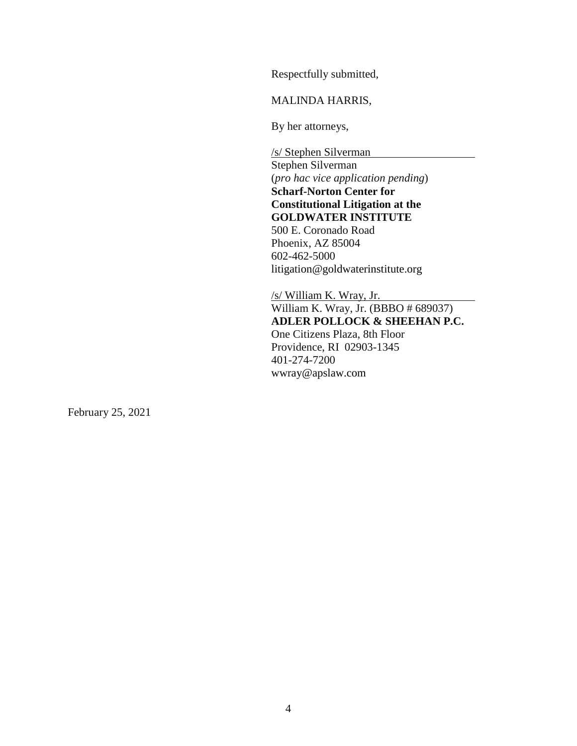Respectfully submitted,

MALINDA HARRIS,

By her attorneys,

/s/ Stephen Silverman
Stephen Silverman
(*pro hac vice application pending*)
**Scharf-Norton Center for Constitutional Litigation at the GOLDWATER INSTITUTE**
500 E. Coronado Road
Phoenix, AZ 85004
602-462-5000
litigation@goldwaterinstitute.org

/s/ William K. Wray, Jr.
William K. Wray, Jr. (BBBO # 689037)
**ADLER POLLOCK & SHEEHAN P.C.**
One Citizens Plaza, 8th Floor
Providence, RI 02903-1345
401-274-7200
wwray@apslaw.com

February 25, 2021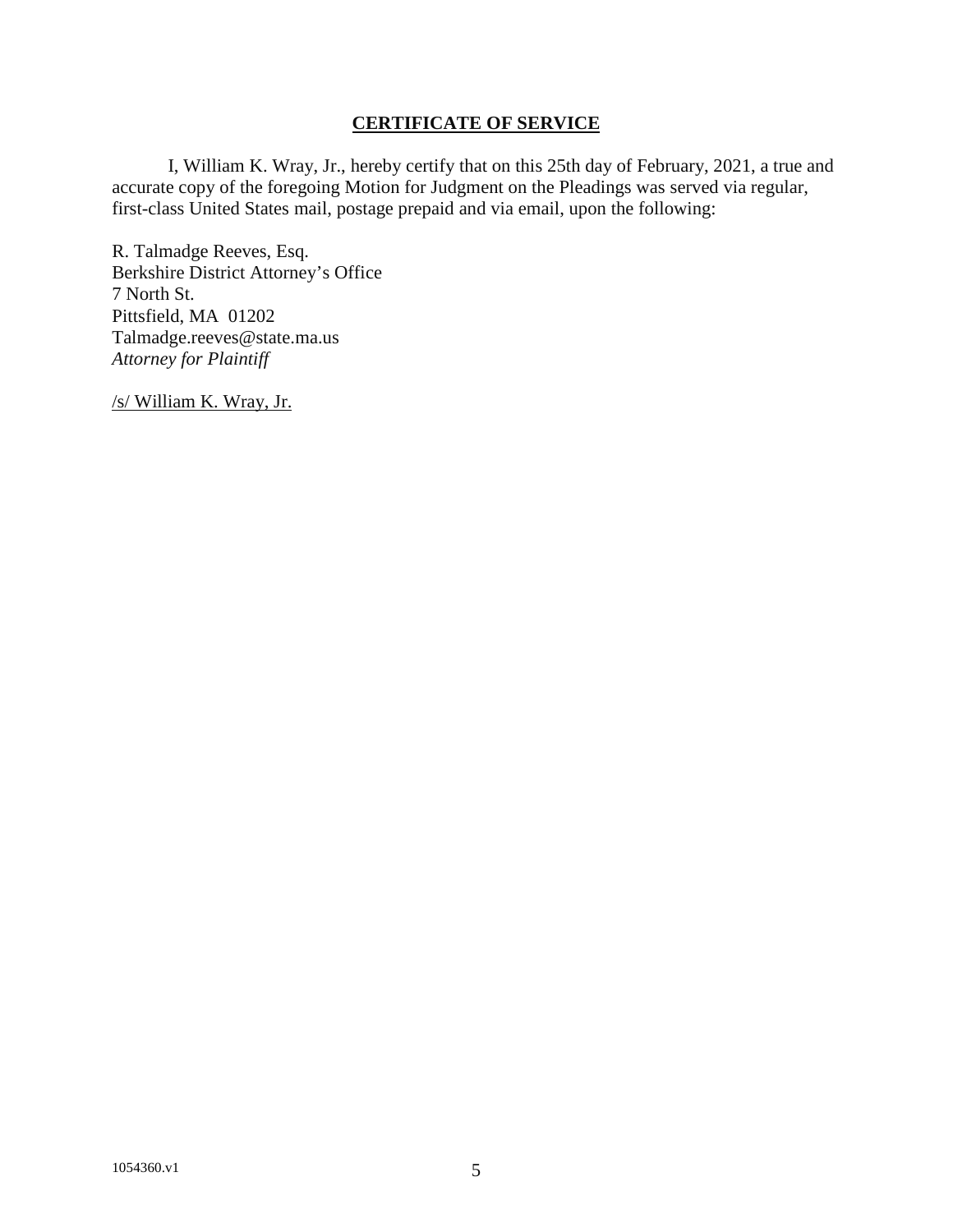**CERTIFICATE OF SERVICE**

I, William K. Wray, Jr., hereby certify that on this 25th day of February, 2021, a true and accurate copy of the foregoing Motion for Judgment on the Pleadings was served via regular, first-class United States mail, postage prepaid and via email, upon the following:

R. Talmadge Reeves, Esq.
Berkshire District Attorney's Office
7 North St.
Pittsfield, MA 01202
Talmadge.reeves@state.ma.us
*Attorney for Plaintiff*

/s/ William K. Wray, Jr.

1054360.v1